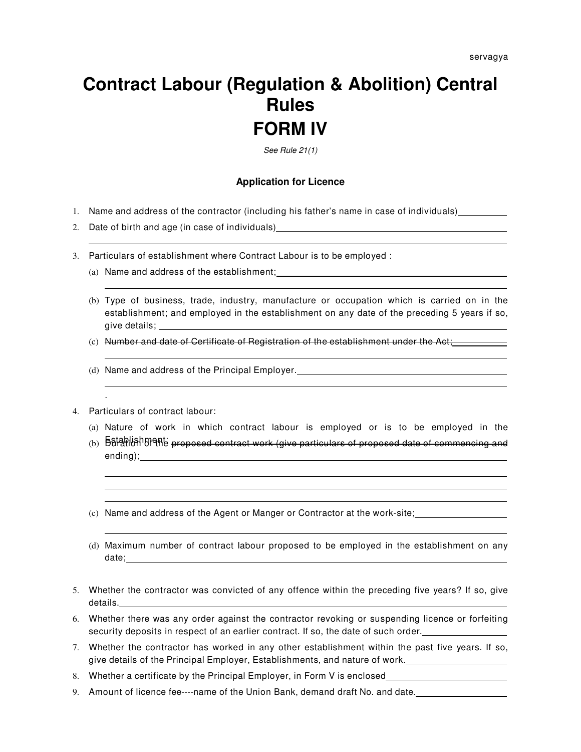servagya

# Contract Labour (Regulation & Abolition) Central Rules

# FORM IV

*See Rule 21(1)*

### Application for Licence

1. Name and address of the contractor (including his father's name in case of individuals)\_\_\_\_\_\_\_\_\_\_
2. Date of birth and age (in case of individuals)\_\_\_\_\_\_\_\_\_\_
3. Particulars of establishment where Contract Labour is to be employed :
   (a) Name and address of the establishment;\_\_\_\_\_\_\_\_\_\_
   (b) Type of business, trade, industry, manufacture or occupation which is carried on in the establishment; and employed in the establishment on any date of the preceding 5 years if so, give details;\_\_\_\_\_\_\_\_\_\_
   (c) ~~Number and date of Certificate of Registration of the establishment under the Act;~~\_\_\_\_\_\_\_\_\_\_
   (d) Name and address of the Principal Employer.\_\_\_\_\_\_\_\_\_\_
4. Particulars of contract labour:
   (a) Nature of work in which contract labour is employed or is to be employed in the Establishment;
   (b) Duration of the ~~proposed contract work (give particulars of proposed date of commencing and~~ ending);\_\_\_\_\_\_\_\_\_\_
   (c) Name and address of the Agent or Manger or Contractor at the work-site;\_\_\_\_\_\_\_\_\_\_
   (d) Maximum number of contract labour proposed to be employed in the establishment on any date;\_\_\_\_\_\_\_\_\_\_
5. Whether the contractor was convicted of any offence within the preceding five years? If so, give details.\_\_\_\_\_\_\_\_\_\_
6. Whether there was any order against the contractor revoking or suspending licence or forfeiting security deposits in respect of an earlier contract. If so, the date of such order.\_\_\_\_\_\_\_\_\_\_
7. Whether the contractor has worked in any other establishment within the past five years. If so, give details of the Principal Employer, Establishments, and nature of work.\_\_\_\_\_\_\_\_\_\_
8. Whether a certificate by the Principal Employer, in Form V is enclosed\_\_\_\_\_\_\_\_\_\_
9. Amount of licence fee----name of the Union Bank, demand draft No. and date.\_\_\_\_\_\_\_\_\_\_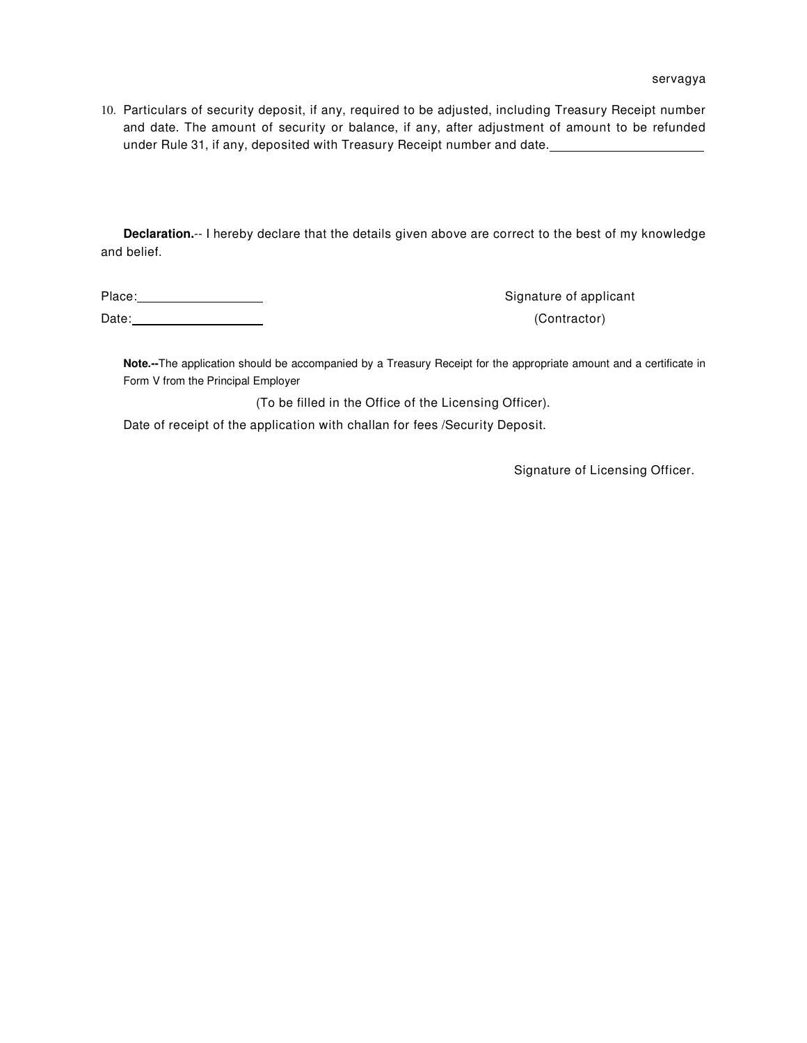10. Particulars of security deposit, if any, required to be adjusted, including Treasury Receipt number and date. The amount of security or balance, if any, after adjustment of amount to be refunded under Rule 31, if any, deposited with Treasury Receipt number and date.______________________

**Declaration.**-- I hereby declare that the details given above are correct to the best of my knowledge and belief.

Place:__________________

Date:___________________

Signature of applicant

(Contractor)

**Note.--**The application should be accompanied by a Treasury Receipt for the appropriate amount and a certificate in Form V from the Principal Employer

(To be filled in the Office of the Licensing Officer).

Date of receipt of the application with challan for fees /Security Deposit.

Signature of Licensing Officer.